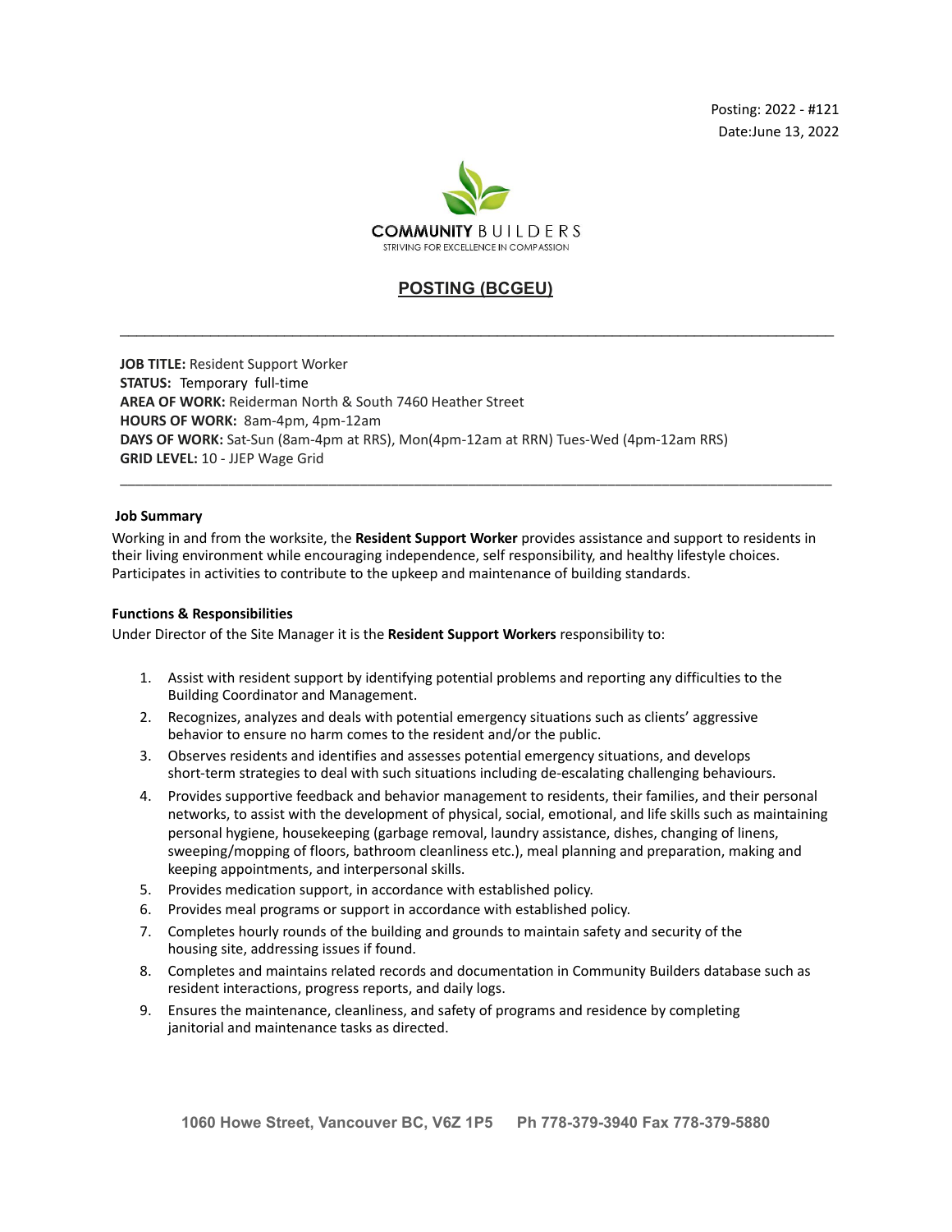Posting: 2022 - #121
Date:June 13, 2022

COMMUNITY BUILDERS
STRIVING FOR EXCELLENCE IN COMPASSION

# POSTING (BCGEU)

---

**JOB TITLE:** Resident Support Worker
**STATUS:** Temporary full-time
**AREA OF WORK:** Reiderman North & South 7460 Heather Street
**HOURS OF WORK:** 8am-4pm, 4pm-12am
**DAYS OF WORK:** Sat-Sun (8am-4pm at RRS), Mon(4pm-12am at RRN) Tues-Wed (4pm-12am RRS)
**GRID LEVEL:** 10 - JJEP Wage Grid

---

**Job Summary**

Working in and from the worksite, the **Resident Support Worker** provides assistance and support to residents in their living environment while encouraging independence, self responsibility, and healthy lifestyle choices. Participates in activities to contribute to the upkeep and maintenance of building standards.

**Functions & Responsibilities**

Under Director of the Site Manager it is the **Resident Support Workers** responsibility to:

1. Assist with resident support by identifying potential problems and reporting any difficulties to the Building Coordinator and Management.
2. Recognizes, analyzes and deals with potential emergency situations such as clients' aggressive behavior to ensure no harm comes to the resident and/or the public.
3. Observes residents and identifies and assesses potential emergency situations, and develops short-term strategies to deal with such situations including de-escalating challenging behaviours.
4. Provides supportive feedback and behavior management to residents, their families, and their personal networks, to assist with the development of physical, social, emotional, and life skills such as maintaining personal hygiene, housekeeping (garbage removal, laundry assistance, dishes, changing of linens, sweeping/mopping of floors, bathroom cleanliness etc.), meal planning and preparation, making and keeping appointments, and interpersonal skills.
5. Provides medication support, in accordance with established policy.
6. Provides meal programs or support in accordance with established policy.
7. Completes hourly rounds of the building and grounds to maintain safety and security of the housing site, addressing issues if found.
8. Completes and maintains related records and documentation in Community Builders database such as resident interactions, progress reports, and daily logs.
9. Ensures the maintenance, cleanliness, and safety of programs and residence by completing janitorial and maintenance tasks as directed.

1060 Howe Street, Vancouver BC, V6Z 1P5 Ph 778-379-3940 Fax 778-379-5880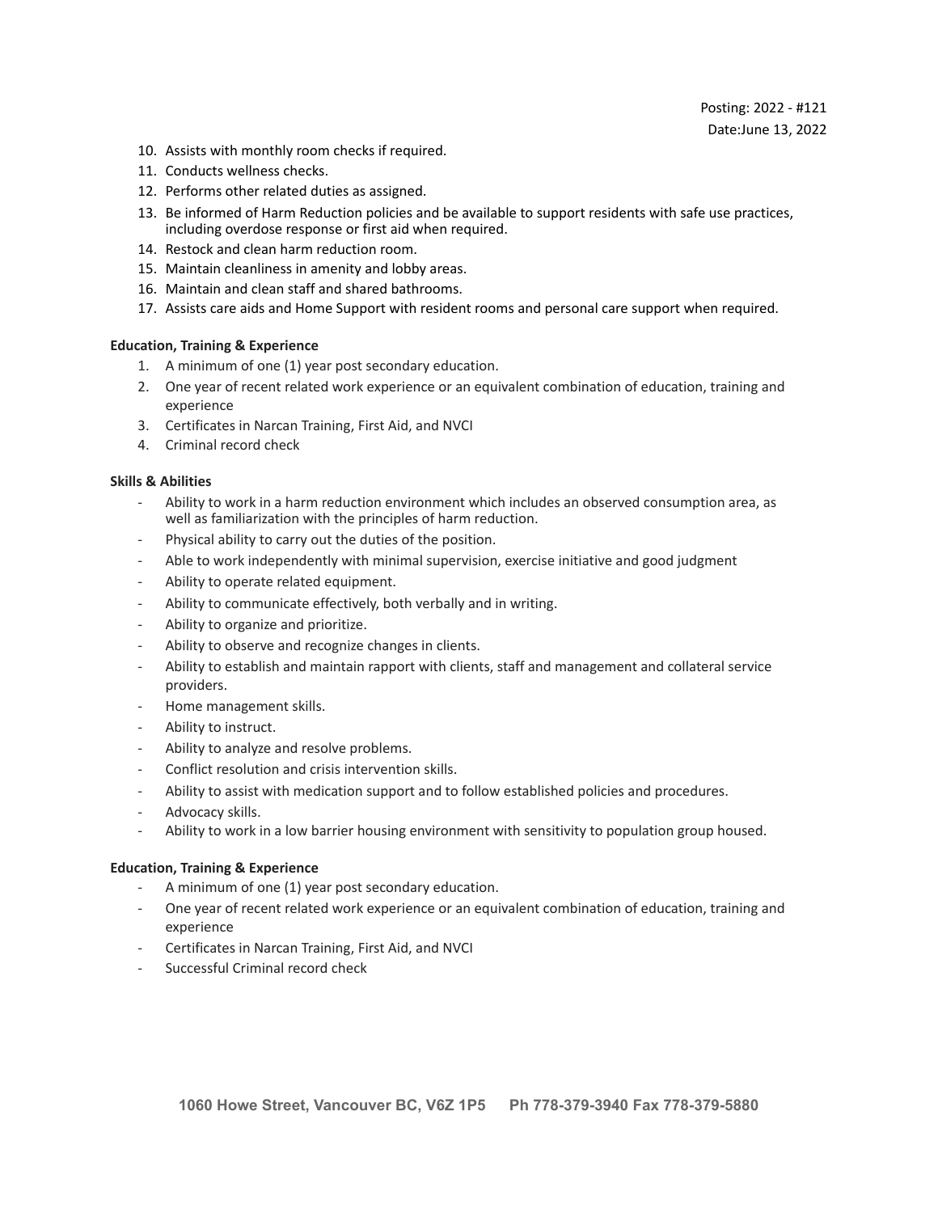10. Assists with monthly room checks if required.
11. Conducts wellness checks.
12. Performs other related duties as assigned.
13. Be informed of Harm Reduction policies and be available to support residents with safe use practices, including overdose response or first aid when required.
14. Restock and clean harm reduction room.
15. Maintain cleanliness in amenity and lobby areas.
16. Maintain and clean staff and shared bathrooms.
17. Assists care aids and Home Support with resident rooms and personal care support when required.

**Education, Training & Experience**

1. A minimum of one (1) year post secondary education.
2. One year of recent related work experience or an equivalent combination of education, training and experience
3. Certificates in Narcan Training, First Aid, and NVCI
4. Criminal record check

**Skills & Abilities**

- Ability to work in a harm reduction environment which includes an observed consumption area, as well as familiarization with the principles of harm reduction.
- Physical ability to carry out the duties of the position.
- Able to work independently with minimal supervision, exercise initiative and good judgment
- Ability to operate related equipment.
- Ability to communicate effectively, both verbally and in writing.
- Ability to organize and prioritize.
- Ability to observe and recognize changes in clients.
- Ability to establish and maintain rapport with clients, staff and management and collateral service providers.
- Home management skills.
- Ability to instruct.
- Ability to analyze and resolve problems.
- Conflict resolution and crisis intervention skills.
- Ability to assist with medication support and to follow established policies and procedures.
- Advocacy skills.
- Ability to work in a low barrier housing environment with sensitivity to population group housed.

**Education, Training & Experience**

- A minimum of one (1) year post secondary education.
- One year of recent related work experience or an equivalent combination of education, training and experience
- Certificates in Narcan Training, First Aid, and NVCI
- Successful Criminal record check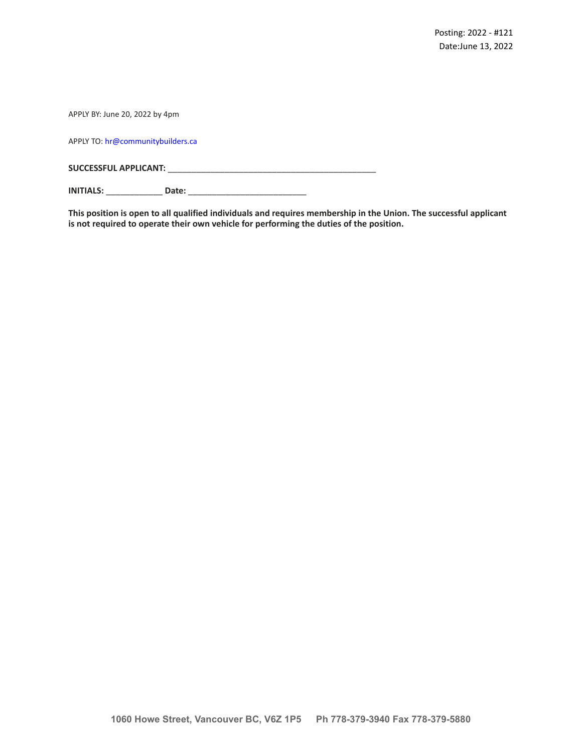Posting: 2022 - #121
Date:June 13, 2022

APPLY BY: June 20, 2022 by 4pm

APPLY TO: hr@communitybuilders.ca

**SUCCESSFUL APPLICANT:** ____________________________________________

**INITIALS:** ____________ **Date:** __________________________

**This position is open to all qualified individuals and requires membership in the Union. The successful applicant is not required to operate their own vehicle for performing the duties of the position.**

**1060 Howe Street, Vancouver BC, V6Z 1P5 Ph 778-379-3940 Fax 778-379-5880**